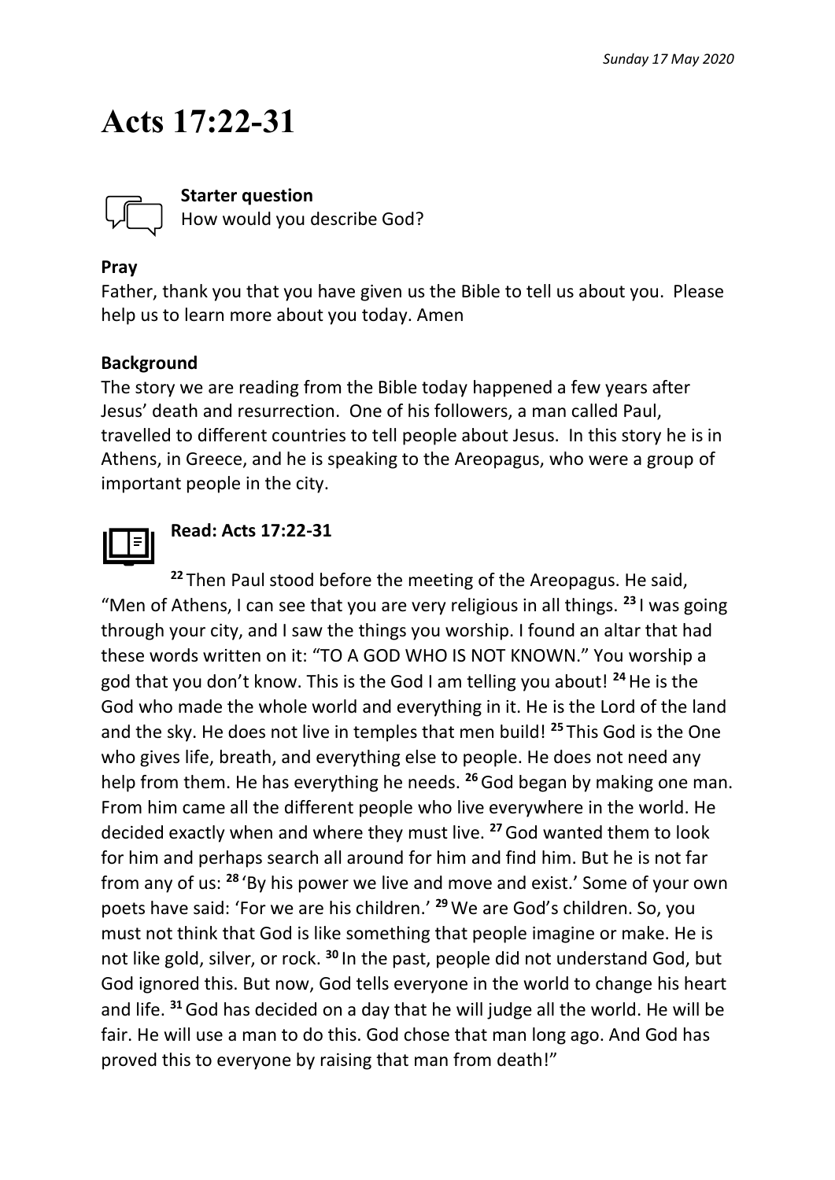*Sunday 17 May 2020*

# Acts 17:22-31

**Starter question**
How would you describe God?

**Pray**
Father, thank you that you have given us the Bible to tell us about you. Please help us to learn more about you today. Amen

**Background**
The story we are reading from the Bible today happened a few years after Jesus' death and resurrection. One of his followers, a man called Paul, travelled to different countries to tell people about Jesus. In this story he is in Athens, in Greece, and he is speaking to the Areopagus, who were a group of important people in the city.

**Read: Acts 17:22-31**

**22** Then Paul stood before the meeting of the Areopagus. He said, "Men of Athens, I can see that you are very religious in all things. **23** I was going through your city, and I saw the things you worship. I found an altar that had these words written on it: "TO A GOD WHO IS NOT KNOWN." You worship a god that you don't know. This is the God I am telling you about! **24** He is the God who made the whole world and everything in it. He is the Lord of the land and the sky. He does not live in temples that men build! **25** This God is the One who gives life, breath, and everything else to people. He does not need any help from them. He has everything he needs. **26** God began by making one man. From him came all the different people who live everywhere in the world. He decided exactly when and where they must live. **27** God wanted them to look for him and perhaps search all around for him and find him. But he is not far from any of us: **28** 'By his power we live and move and exist.' Some of your own poets have said: 'For we are his children.' **29** We are God's children. So, you must not think that God is like something that people imagine or make. He is not like gold, silver, or rock. **30** In the past, people did not understand God, but God ignored this. But now, God tells everyone in the world to change his heart and life. **31** God has decided on a day that he will judge all the world. He will be fair. He will use a man to do this. God chose that man long ago. And God has proved this to everyone by raising that man from death!"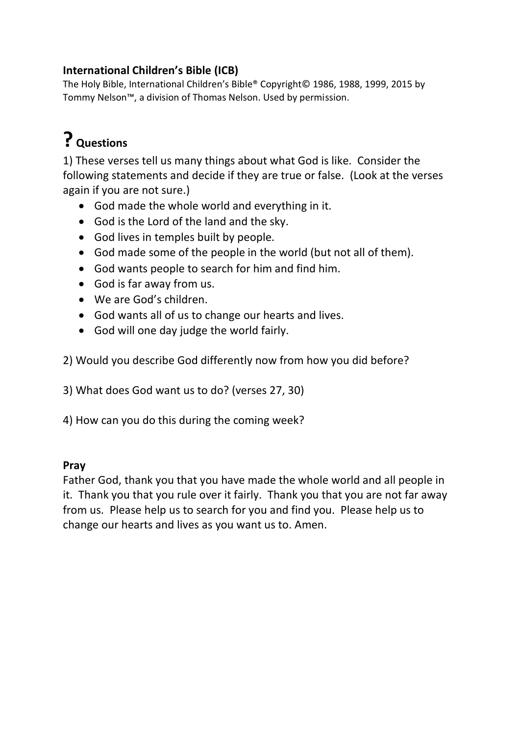**International Children's Bible (ICB)**

The Holy Bible, International Children's Bible® Copyright© 1986, 1988, 1999, 2015 by Tommy Nelson™, a division of Thomas Nelson. Used by permission.

## ? Questions

1) These verses tell us many things about what God is like. Consider the following statements and decide if they are true or false. (Look at the verses again if you are not sure.)

- God made the whole world and everything in it.
- God is the Lord of the land and the sky.
- God lives in temples built by people.
- God made some of the people in the world (but not all of them).
- God wants people to search for him and find him.
- God is far away from us.
- We are God's children.
- God wants all of us to change our hearts and lives.
- God will one day judge the world fairly.

2) Would you describe God differently now from how you did before?

3) What does God want us to do? (verses 27, 30)

4) How can you do this during the coming week?

**Pray**

Father God, thank you that you have made the whole world and all people in it. Thank you that you rule over it fairly. Thank you that you are not far away from us. Please help us to search for you and find you. Please help us to change our hearts and lives as you want us to. Amen.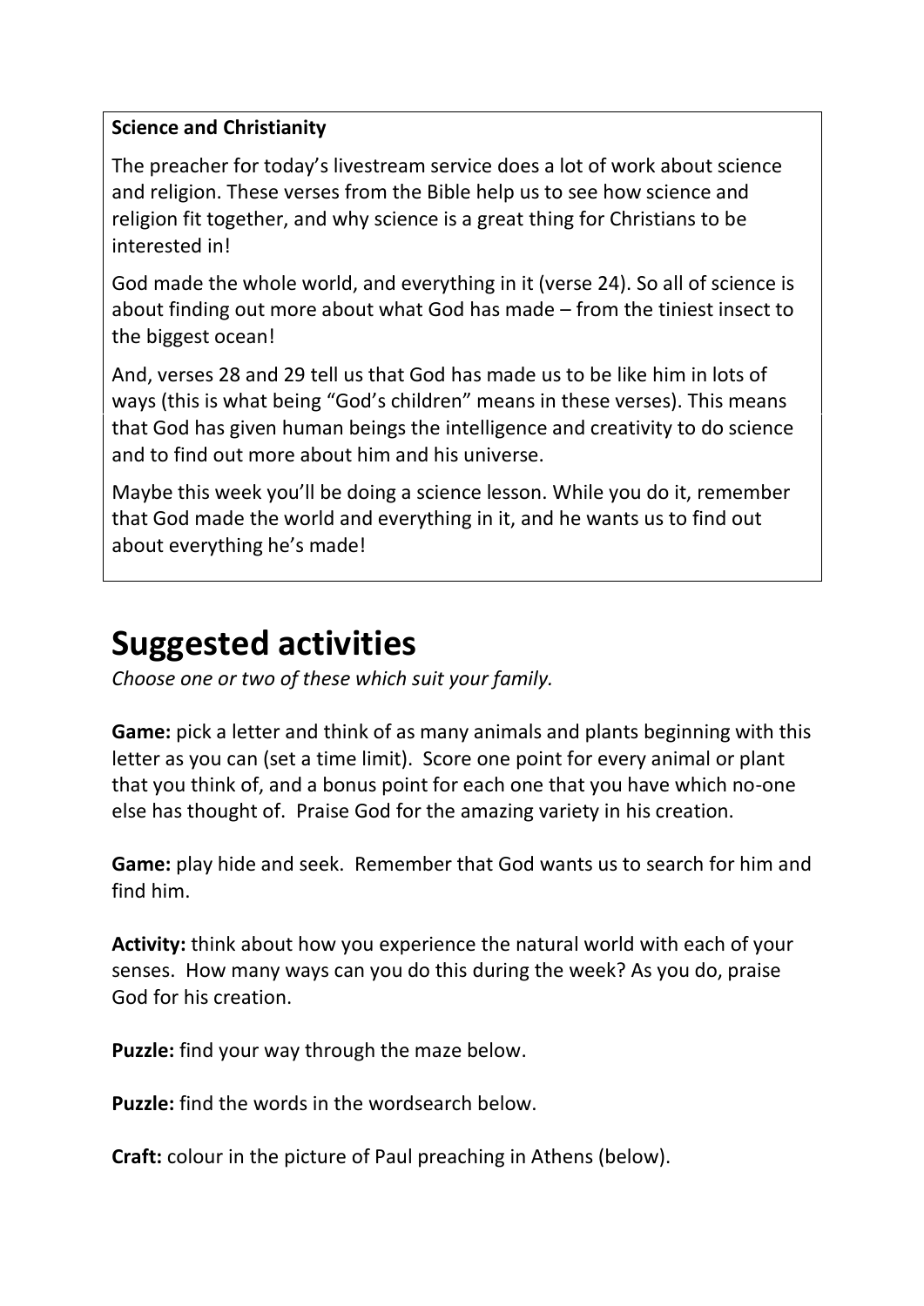**Science and Christianity**

The preacher for today's livestream service does a lot of work about science and religion. These verses from the Bible help us to see how science and religion fit together, and why science is a great thing for Christians to be interested in!

God made the whole world, and everything in it (verse 24). So all of science is about finding out more about what God has made – from the tiniest insect to the biggest ocean!

And, verses 28 and 29 tell us that God has made us to be like him in lots of ways (this is what being "God's children" means in these verses). This means that God has given human beings the intelligence and creativity to do science and to find out more about him and his universe.

Maybe this week you'll be doing a science lesson. While you do it, remember that God made the world and everything in it, and he wants us to find out about everything he's made!

# Suggested activities

*Choose one or two of these which suit your family.*

**Game:** pick a letter and think of as many animals and plants beginning with this letter as you can (set a time limit). Score one point for every animal or plant that you think of, and a bonus point for each one that you have which no-one else has thought of. Praise God for the amazing variety in his creation.

**Game:** play hide and seek. Remember that God wants us to search for him and find him.

**Activity:** think about how you experience the natural world with each of your senses. How many ways can you do this during the week? As you do, praise God for his creation.

**Puzzle:** find your way through the maze below.

**Puzzle:** find the words in the wordsearch below.

**Craft:** colour in the picture of Paul preaching in Athens (below).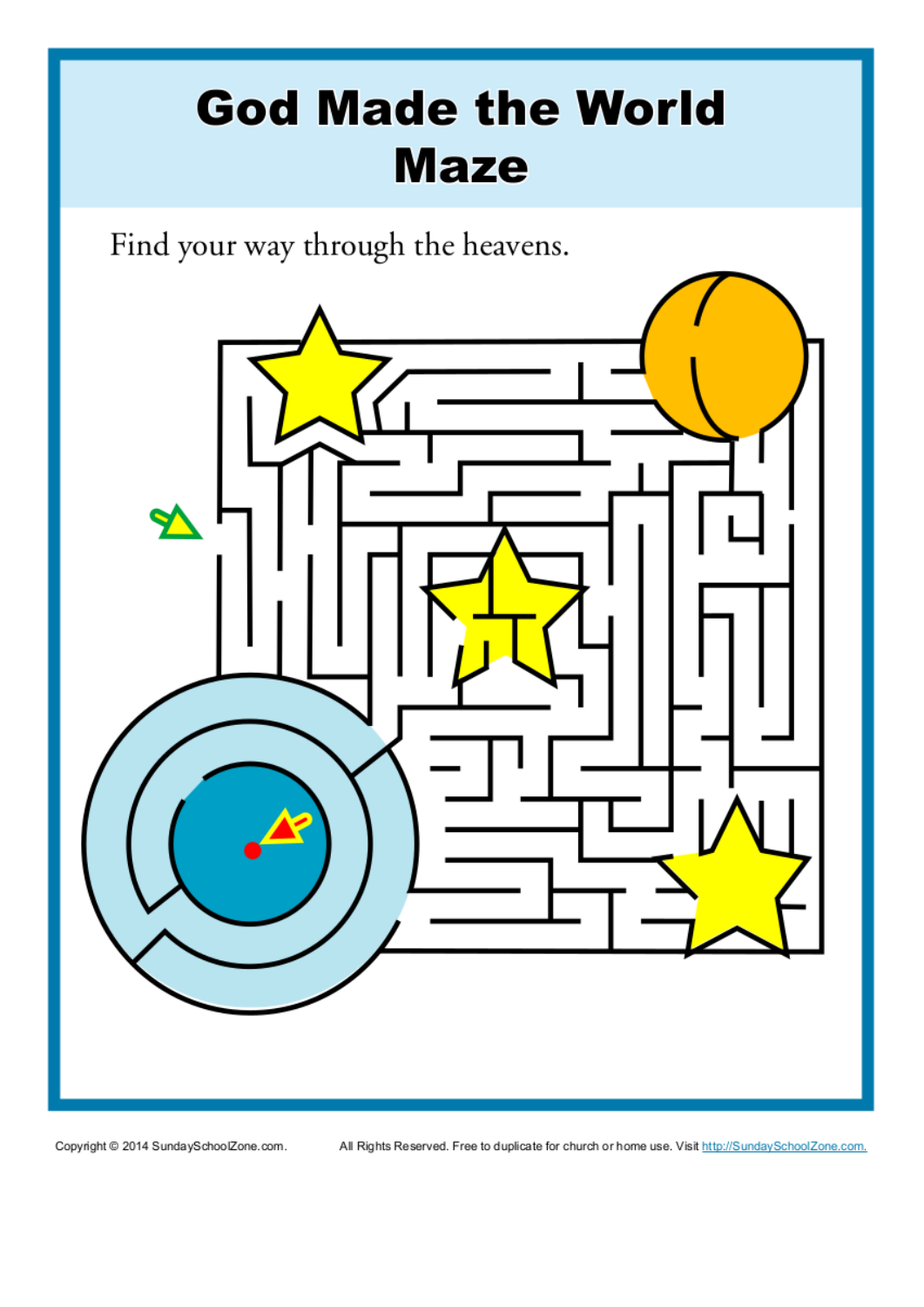# God Made the World Maze

Find your way through the heavens.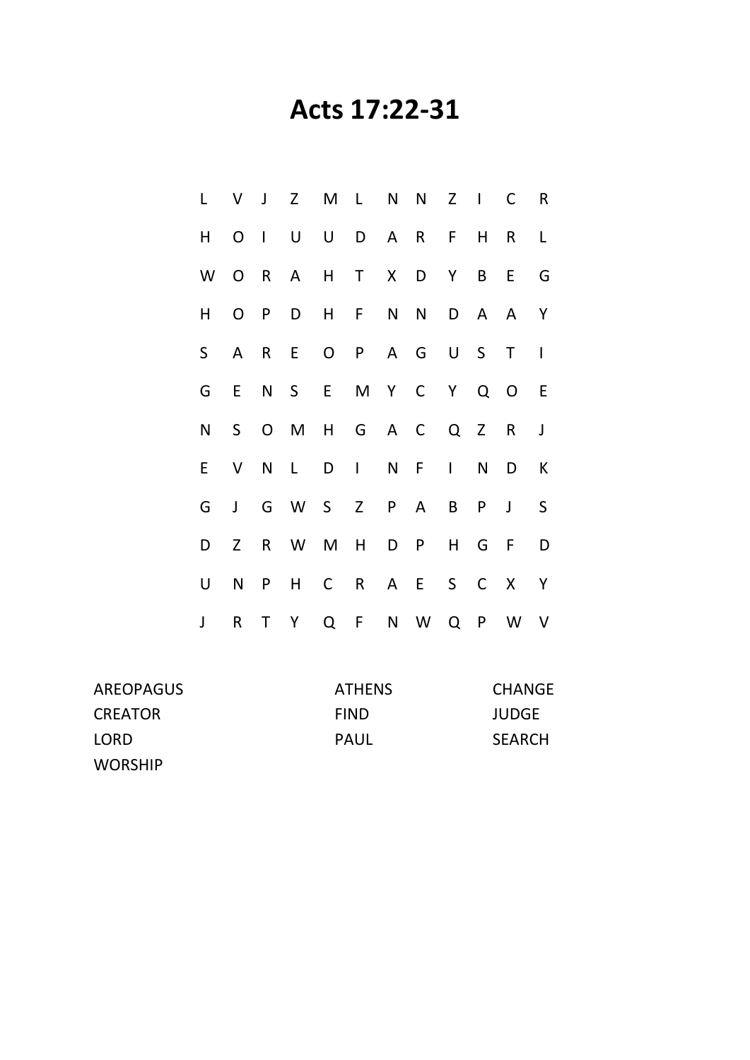# Acts 17:22-31

```
L  V  J  Z  M  L  N  N  Z  I  C  R
H  O  I  U  U  D  A  R  F  H  R  L
W  O  R  A  H  T  X  D  Y  B  E  G
H  O  P  D  H  F  N  N  D  A  A  Y
S  A  R  E  O  P  A  G  U  S  T  I
G  E  N  S  E  M  Y  C  Y  Q  O  E
N  S  O  M  H  G  A  C  Q  Z  R  J
E  V  N  L  D  I  N  F  I  N  D  K
G  J  G  W  S  Z  P  A  B  P  J  S
D  Z  R  W  M  H  D  P  H  G  F  D
U  N  P  H  C  R  A  E  S  C  X  Y
J  R  T  Y  Q  F  N  W  Q  P  W  V
```

| | | |
|---|---|---|
| AREOPAGUS | ATHENS | CHANGE |
| CREATOR | FIND | JUDGE |
| LORD | PAUL | SEARCH |
| WORSHIP | | |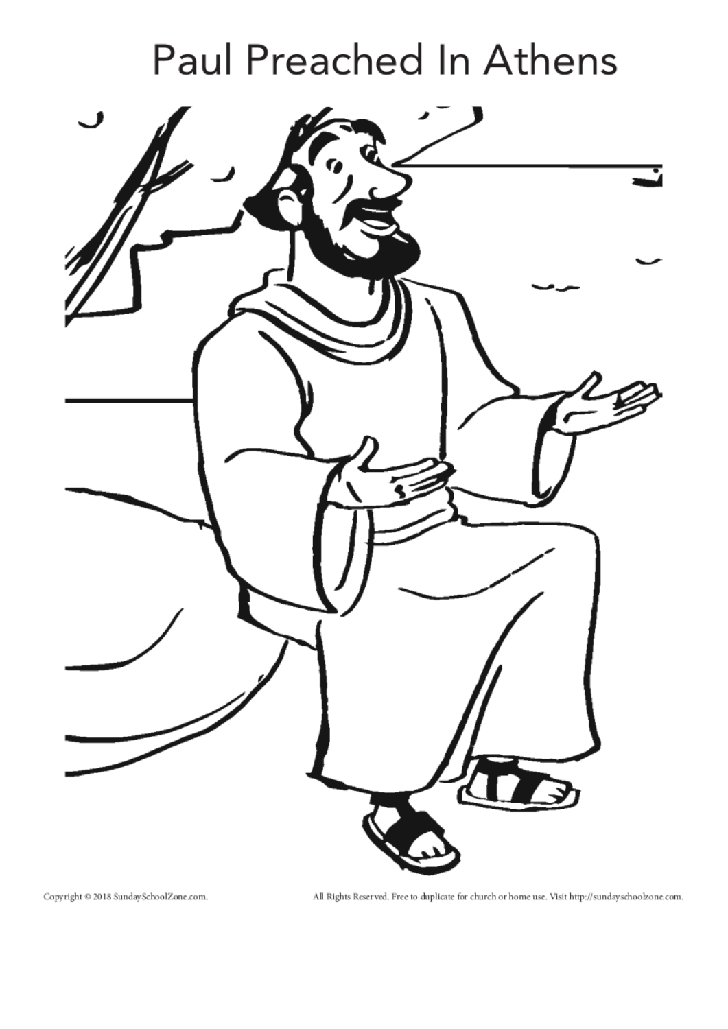# Paul Preached In Athens

Copyright © 2018 SundaySchoolZone.com.

All Rights Reserved. Free to duplicate for church or home use. Visit http://sundayschoolzone.com.